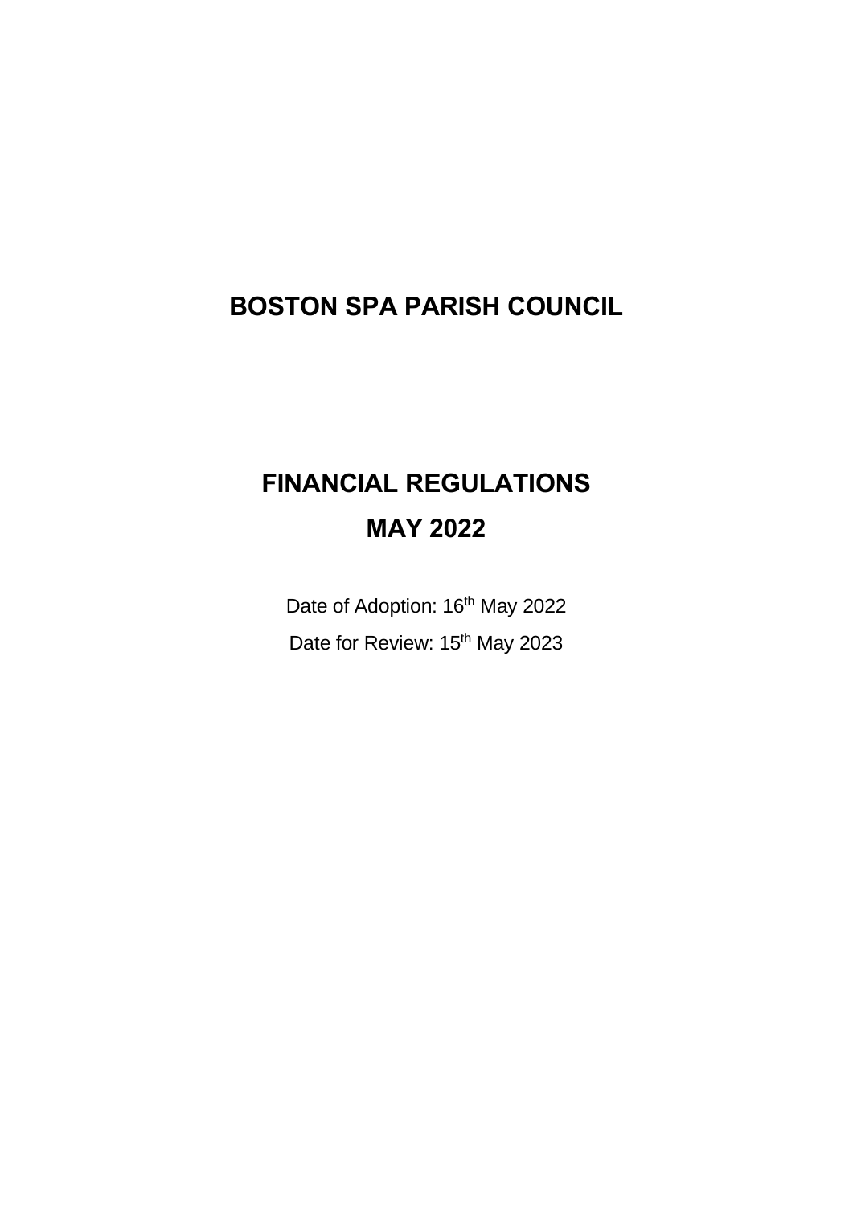# BOSTON SPA PARISH COUNCIL

# FINANCIAL REGULATIONS

# MAY 2022

Date of Adoption: 16th May 2022

Date for Review: 15th May 2023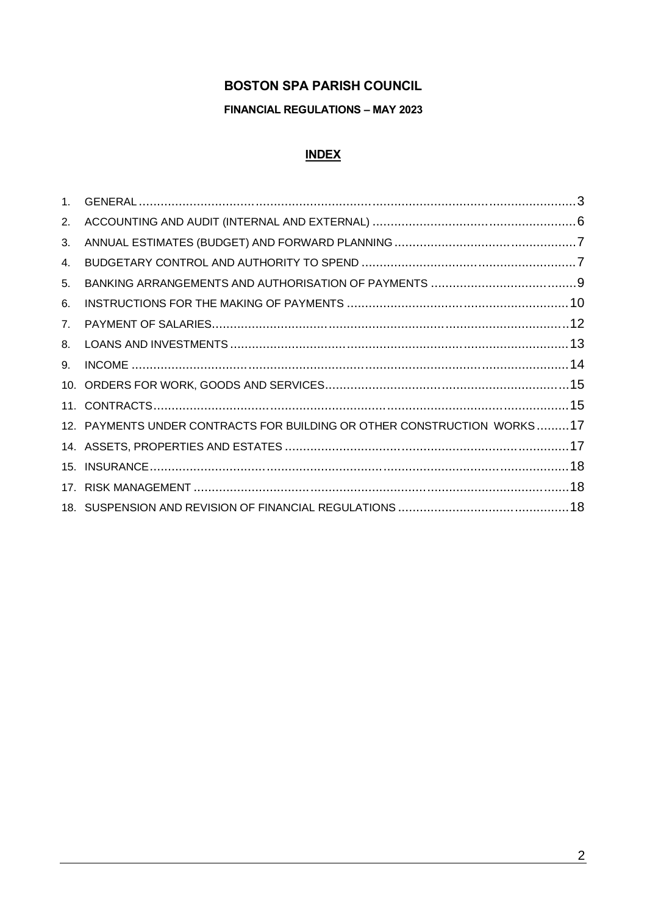# BOSTON SPA PARISH COUNCIL

## FINANCIAL REGULATIONS – MAY 2023

### INDEX

1. GENERAL ........................................................................................................3
2. ACCOUNTING AND AUDIT (INTERNAL AND EXTERNAL) ........................................6
3. ANNUAL ESTIMATES (BUDGET) AND FORWARD PLANNING ....................................7
4. BUDGETARY CONTROL AND AUTHORITY TO SPEND ..............................................7
5. BANKING ARRANGEMENTS AND AUTHORISATION OF PAYMENTS ..........................9
6. INSTRUCTIONS FOR THE MAKING OF PAYMENTS .................................................10
7. PAYMENT OF SALARIES..................................................................................12
8. LOANS AND INVESTMENTS ..............................................................................13
9. INCOME .........................................................................................................14
10. ORDERS FOR WORK, GOODS AND SERVICES.....................................................15
11. CONTRACTS...................................................................................................15
12. PAYMENTS UNDER CONTRACTS FOR BUILDING OR OTHER CONSTRUCTION WORKS .........17
14. ASSETS, PROPERTIES AND ESTATES .................................................................17
15. INSURANCE....................................................................................................18
17. RISK MANAGEMENT .........................................................................................18
18. SUSPENSION AND REVISION OF FINANCIAL REGULATIONS ...................................18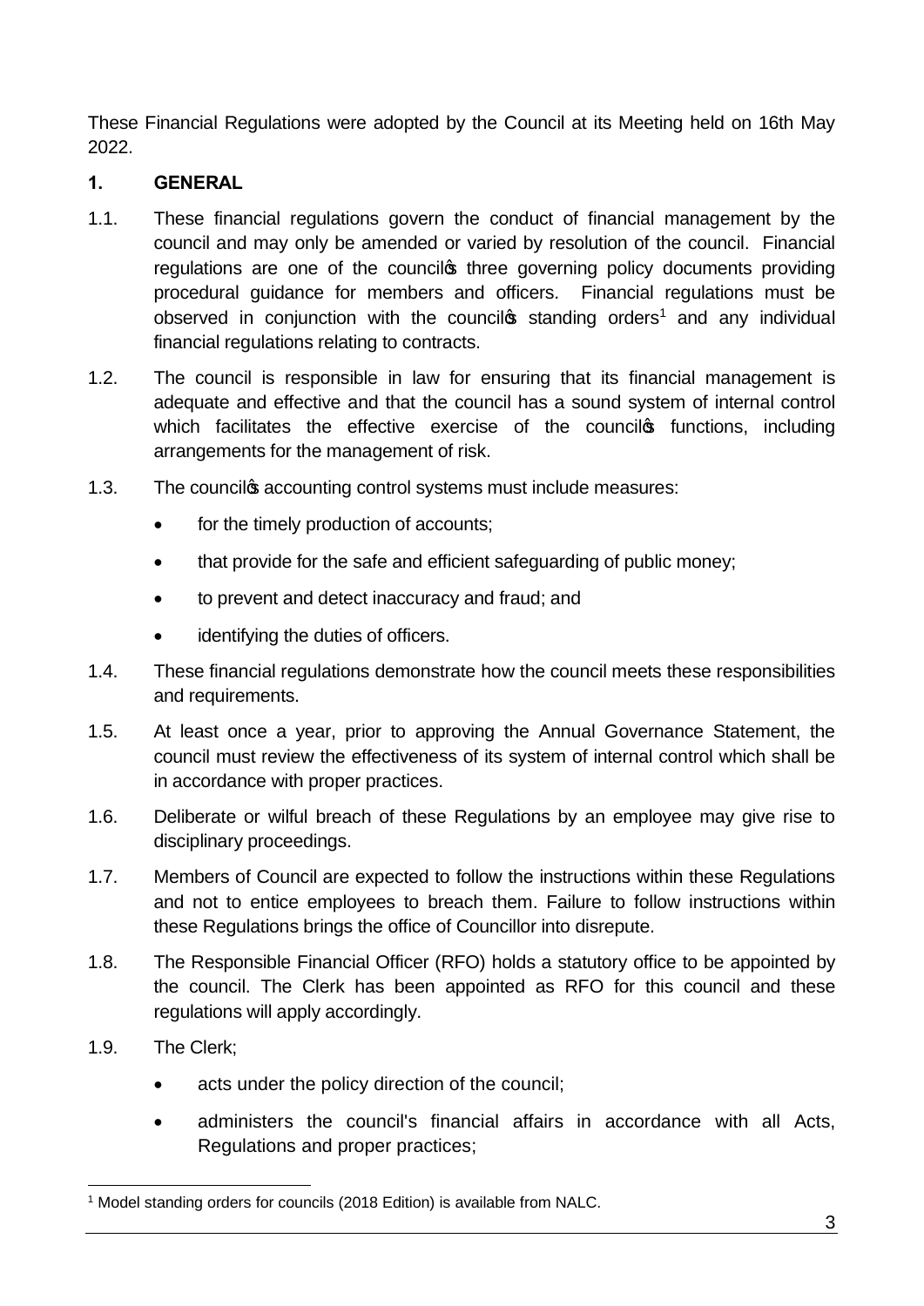These Financial Regulations were adopted by the Council at its Meeting held on 16th May 2022.

## 1. GENERAL

1.1. These financial regulations govern the conduct of financial management by the council and may only be amended or varied by resolution of the council. Financial regulations are one of the council's three governing policy documents providing procedural guidance for members and officers. Financial regulations must be observed in conjunction with the council's standing orders[1] and any individual financial regulations relating to contracts.

1.2. The council is responsible in law for ensuring that its financial management is adequate and effective and that the council has a sound system of internal control which facilitates the effective exercise of the council's functions, including arrangements for the management of risk.

1.3. The council's accounting control systems must include measures:

- for the timely production of accounts;
- that provide for the safe and efficient safeguarding of public money;
- to prevent and detect inaccuracy and fraud; and
- identifying the duties of officers.

1.4. These financial regulations demonstrate how the council meets these responsibilities and requirements.

1.5. At least once a year, prior to approving the Annual Governance Statement, the council must review the effectiveness of its system of internal control which shall be in accordance with proper practices.

1.6. Deliberate or wilful breach of these Regulations by an employee may give rise to disciplinary proceedings.

1.7. Members of Council are expected to follow the instructions within these Regulations and not to entice employees to breach them. Failure to follow instructions within these Regulations brings the office of Councillor into disrepute.

1.8. The Responsible Financial Officer (RFO) holds a statutory office to be appointed by the council. The Clerk has been appointed as RFO for this council and these regulations will apply accordingly.

1.9. The Clerk;

- acts under the policy direction of the council;
- administers the council's financial affairs in accordance with all Acts, Regulations and proper practices;

[1] Model standing orders for councils (2018 Edition) is available from NALC.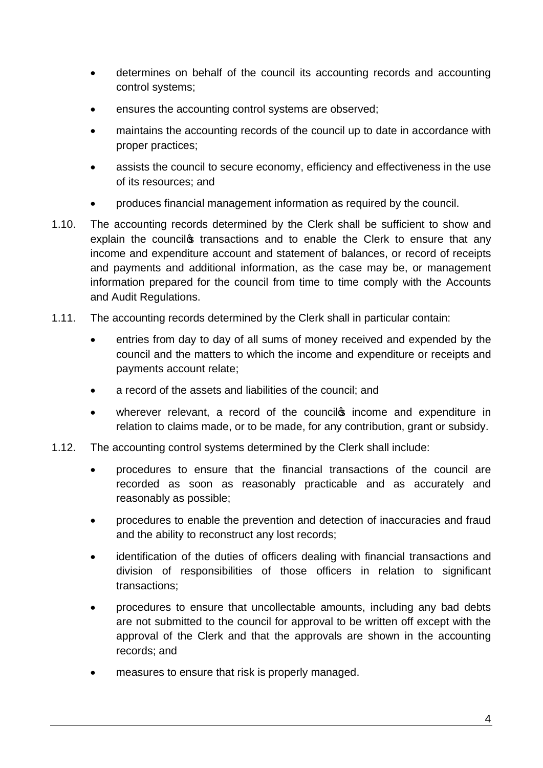- determines on behalf of the council its accounting records and accounting control systems;
- ensures the accounting control systems are observed;
- maintains the accounting records of the council up to date in accordance with proper practices;
- assists the council to secure economy, efficiency and effectiveness in the use of its resources; and
- produces financial management information as required by the council.

1.10. The accounting records determined by the Clerk shall be sufficient to show and explain the council's transactions and to enable the Clerk to ensure that any income and expenditure account and statement of balances, or record of receipts and payments and additional information, as the case may be, or management information prepared for the council from time to time comply with the Accounts and Audit Regulations.

1.11. The accounting records determined by the Clerk shall in particular contain:

- entries from day to day of all sums of money received and expended by the council and the matters to which the income and expenditure or receipts and payments account relate;
- a record of the assets and liabilities of the council; and
- wherever relevant, a record of the council's income and expenditure in relation to claims made, or to be made, for any contribution, grant or subsidy.

1.12. The accounting control systems determined by the Clerk shall include:

- procedures to ensure that the financial transactions of the council are recorded as soon as reasonably practicable and as accurately and reasonably as possible;
- procedures to enable the prevention and detection of inaccuracies and fraud and the ability to reconstruct any lost records;
- identification of the duties of officers dealing with financial transactions and division of responsibilities of those officers in relation to significant transactions;
- procedures to ensure that uncollectable amounts, including any bad debts are not submitted to the council for approval to be written off except with the approval of the Clerk and that the approvals are shown in the accounting records; and
- measures to ensure that risk is properly managed.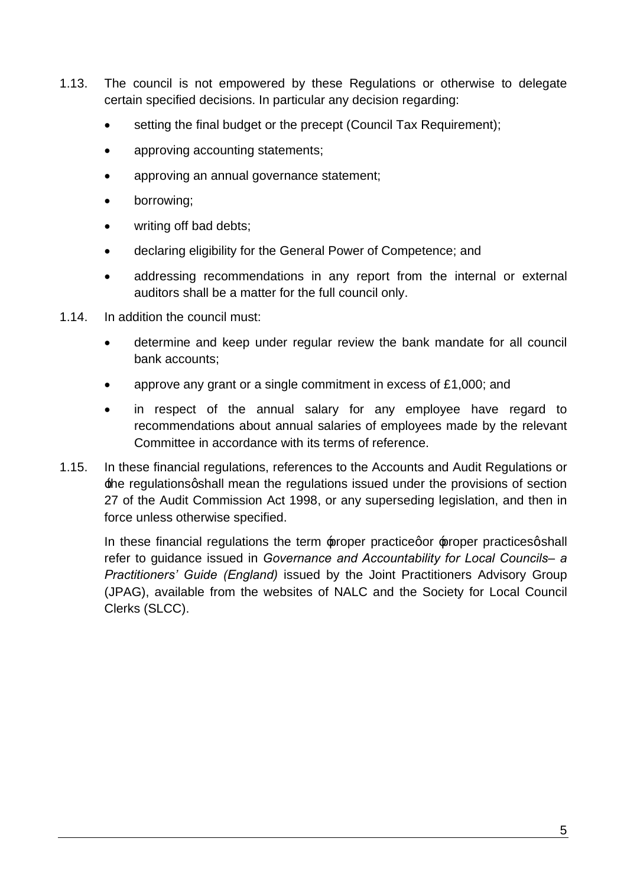1.13. The council is not empowered by these Regulations or otherwise to delegate certain specified decisions. In particular any decision regarding:

- setting the final budget or the precept (Council Tax Requirement);
- approving accounting statements;
- approving an annual governance statement;
- borrowing;
- writing off bad debts;
- declaring eligibility for the General Power of Competence; and
- addressing recommendations in any report from the internal or external auditors shall be a matter for the full council only.

1.14. In addition the council must:

- determine and keep under regular review the bank mandate for all council bank accounts;
- approve any grant or a single commitment in excess of £1,000; and
- in respect of the annual salary for any employee have regard to recommendations about annual salaries of employees made by the relevant Committee in accordance with its terms of reference.

1.15. In these financial regulations, references to the Accounts and Audit Regulations or 'the regulations' shall mean the regulations issued under the provisions of section 27 of the Audit Commission Act 1998, or any superseding legislation, and then in force unless otherwise specified.

In these financial regulations the term 'proper practice' or 'proper practices' shall refer to guidance issued in *Governance and Accountability for Local Councils– a Practitioners' Guide (England)* issued by the Joint Practitioners Advisory Group (JPAG), available from the websites of NALC and the Society for Local Council Clerks (SLCC).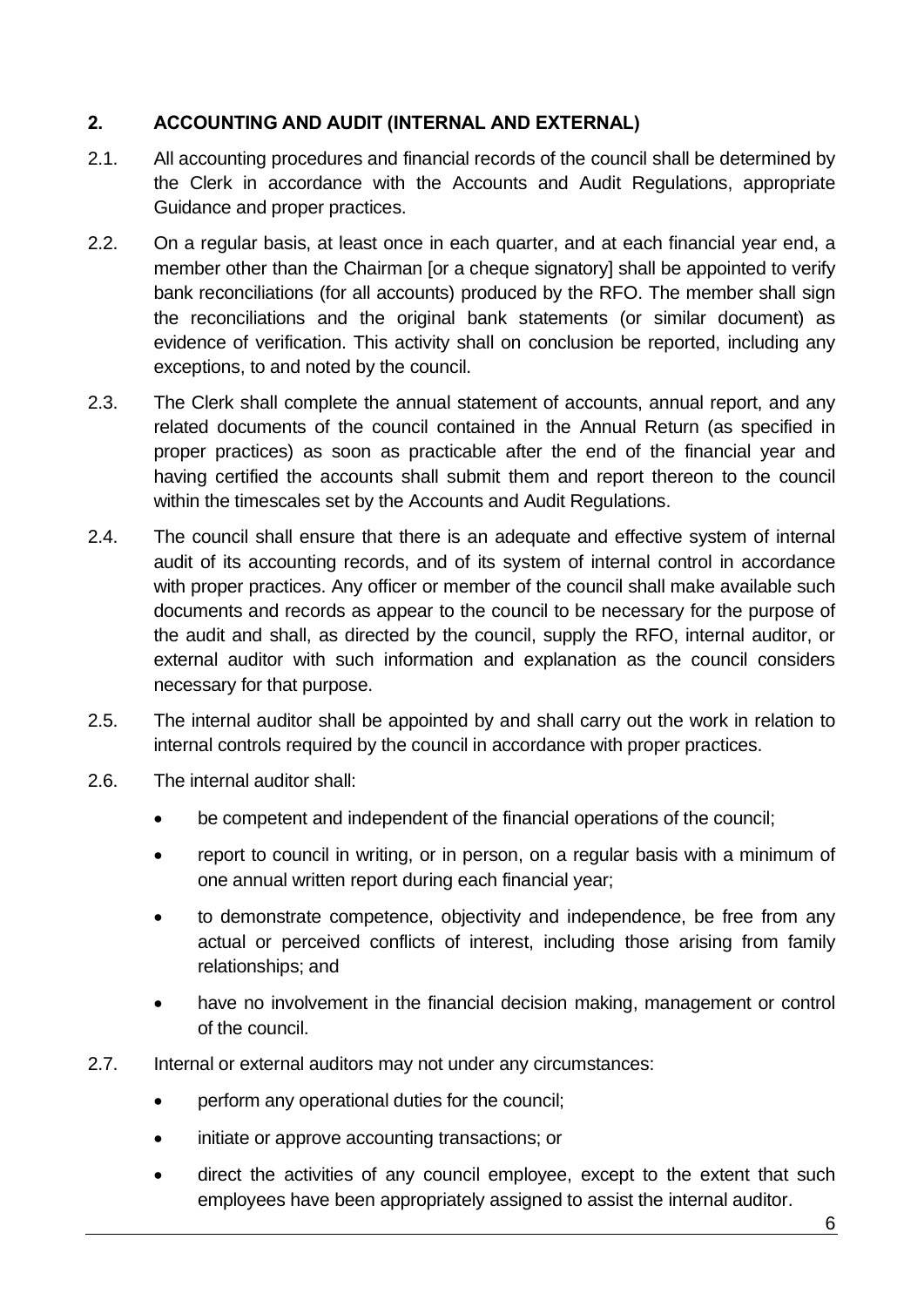## 2. ACCOUNTING AND AUDIT (INTERNAL AND EXTERNAL)

2.1. All accounting procedures and financial records of the council shall be determined by the Clerk in accordance with the Accounts and Audit Regulations, appropriate Guidance and proper practices.

2.2. On a regular basis, at least once in each quarter, and at each financial year end, a member other than the Chairman [or a cheque signatory] shall be appointed to verify bank reconciliations (for all accounts) produced by the RFO. The member shall sign the reconciliations and the original bank statements (or similar document) as evidence of verification. This activity shall on conclusion be reported, including any exceptions, to and noted by the council.

2.3. The Clerk shall complete the annual statement of accounts, annual report, and any related documents of the council contained in the Annual Return (as specified in proper practices) as soon as practicable after the end of the financial year and having certified the accounts shall submit them and report thereon to the council within the timescales set by the Accounts and Audit Regulations.

2.4. The council shall ensure that there is an adequate and effective system of internal audit of its accounting records, and of its system of internal control in accordance with proper practices. Any officer or member of the council shall make available such documents and records as appear to the council to be necessary for the purpose of the audit and shall, as directed by the council, supply the RFO, internal auditor, or external auditor with such information and explanation as the council considers necessary for that purpose.

2.5. The internal auditor shall be appointed by and shall carry out the work in relation to internal controls required by the council in accordance with proper practices.

2.6. The internal auditor shall:

- be competent and independent of the financial operations of the council;
- report to council in writing, or in person, on a regular basis with a minimum of one annual written report during each financial year;
- to demonstrate competence, objectivity and independence, be free from any actual or perceived conflicts of interest, including those arising from family relationships; and
- have no involvement in the financial decision making, management or control of the council.

2.7. Internal or external auditors may not under any circumstances:

- perform any operational duties for the council;
- initiate or approve accounting transactions; or
- direct the activities of any council employee, except to the extent that such employees have been appropriately assigned to assist the internal auditor.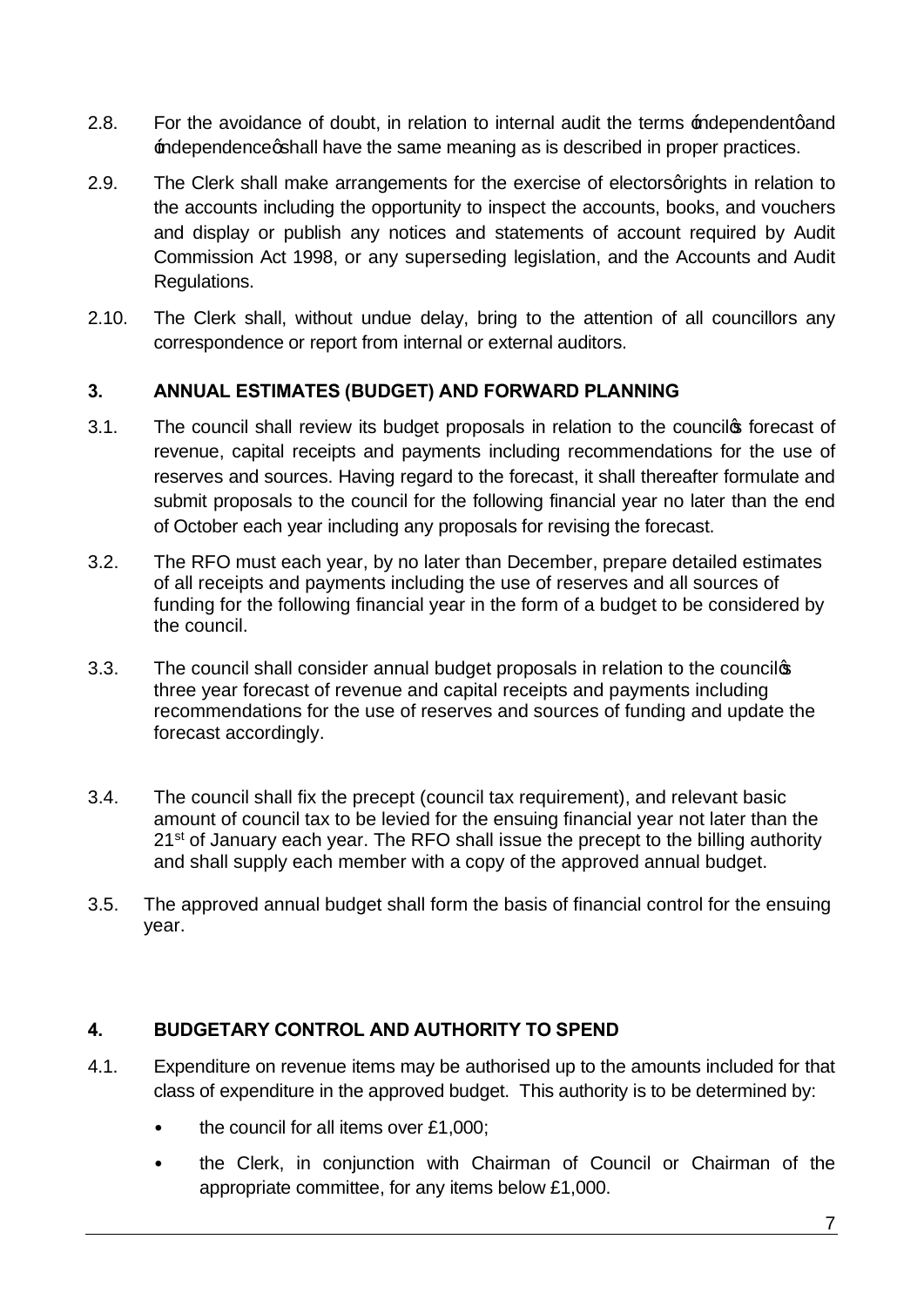2.8. For the avoidance of doubt, in relation to internal audit the terms 'independent' and 'independence' shall have the same meaning as is described in proper practices.

2.9. The Clerk shall make arrangements for the exercise of electors' rights in relation to the accounts including the opportunity to inspect the accounts, books, and vouchers and display or publish any notices and statements of account required by Audit Commission Act 1998, or any superseding legislation, and the Accounts and Audit Regulations.

2.10. The Clerk shall, without undue delay, bring to the attention of all councillors any correspondence or report from internal or external auditors.

## 3. ANNUAL ESTIMATES (BUDGET) AND FORWARD PLANNING

3.1. The council shall review its budget proposals in relation to the council's forecast of revenue, capital receipts and payments including recommendations for the use of reserves and sources. Having regard to the forecast, it shall thereafter formulate and submit proposals to the council for the following financial year no later than the end of October each year including any proposals for revising the forecast.

3.2. The RFO must each year, by no later than December, prepare detailed estimates of all receipts and payments including the use of reserves and all sources of funding for the following financial year in the form of a budget to be considered by the council.

3.3. The council shall consider annual budget proposals in relation to the council's three year forecast of revenue and capital receipts and payments including recommendations for the use of reserves and sources of funding and update the forecast accordingly.

3.4. The council shall fix the precept (council tax requirement), and relevant basic amount of council tax to be levied for the ensuing financial year not later than the 21st of January each year. The RFO shall issue the precept to the billing authority and shall supply each member with a copy of the approved annual budget.

3.5. The approved annual budget shall form the basis of financial control for the ensuing year.

## 4. BUDGETARY CONTROL AND AUTHORITY TO SPEND

4.1. Expenditure on revenue items may be authorised up to the amounts included for that class of expenditure in the approved budget. This authority is to be determined by:

- the council for all items over £1,000;
- the Clerk, in conjunction with Chairman of Council or Chairman of the appropriate committee, for any items below £1,000.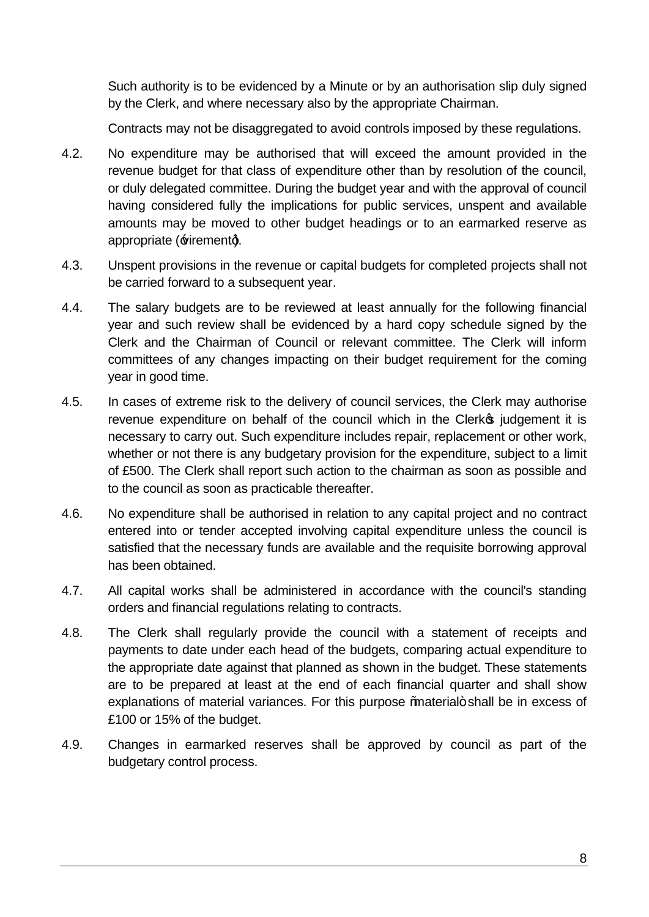Such authority is to be evidenced by a Minute or by an authorisation slip duly signed by the Clerk, and where necessary also by the appropriate Chairman.

Contracts may not be disaggregated to avoid controls imposed by these regulations.

4.2. No expenditure may be authorised that will exceed the amount provided in the revenue budget for that class of expenditure other than by resolution of the council, or duly delegated committee. During the budget year and with the approval of council having considered fully the implications for public services, unspent and available amounts may be moved to other budget headings or to an earmarked reserve as appropriate ('virement').

4.3. Unspent provisions in the revenue or capital budgets for completed projects shall not be carried forward to a subsequent year.

4.4. The salary budgets are to be reviewed at least annually for the following financial year and such review shall be evidenced by a hard copy schedule signed by the Clerk and the Chairman of Council or relevant committee. The Clerk will inform committees of any changes impacting on their budget requirement for the coming year in good time.

4.5. In cases of extreme risk to the delivery of council services, the Clerk may authorise revenue expenditure on behalf of the council which in the Clerk's judgement it is necessary to carry out. Such expenditure includes repair, replacement or other work, whether or not there is any budgetary provision for the expenditure, subject to a limit of £500. The Clerk shall report such action to the chairman as soon as possible and to the council as soon as practicable thereafter.

4.6. No expenditure shall be authorised in relation to any capital project and no contract entered into or tender accepted involving capital expenditure unless the council is satisfied that the necessary funds are available and the requisite borrowing approval has been obtained.

4.7. All capital works shall be administered in accordance with the council's standing orders and financial regulations relating to contracts.

4.8. The Clerk shall regularly provide the council with a statement of receipts and payments to date under each head of the budgets, comparing actual expenditure to the appropriate date against that planned as shown in the budget. These statements are to be prepared at least at the end of each financial quarter and shall show explanations of material variances. For this purpose "material" shall be in excess of £100 or 15% of the budget.

4.9. Changes in earmarked reserves shall be approved by council as part of the budgetary control process.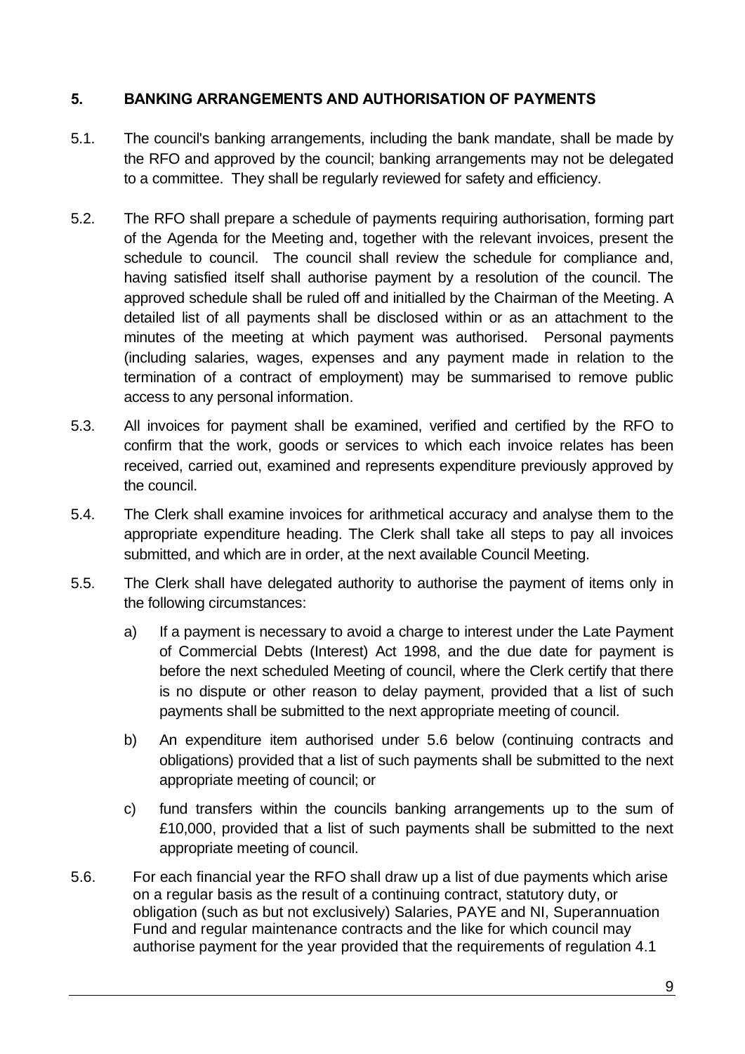## 5. BANKING ARRANGEMENTS AND AUTHORISATION OF PAYMENTS

5.1. The council's banking arrangements, including the bank mandate, shall be made by the RFO and approved by the council; banking arrangements may not be delegated to a committee. They shall be regularly reviewed for safety and efficiency.

5.2. The RFO shall prepare a schedule of payments requiring authorisation, forming part of the Agenda for the Meeting and, together with the relevant invoices, present the schedule to council. The council shall review the schedule for compliance and, having satisfied itself shall authorise payment by a resolution of the council. The approved schedule shall be ruled off and initialled by the Chairman of the Meeting. A detailed list of all payments shall be disclosed within or as an attachment to the minutes of the meeting at which payment was authorised. Personal payments (including salaries, wages, expenses and any payment made in relation to the termination of a contract of employment) may be summarised to remove public access to any personal information.

5.3. All invoices for payment shall be examined, verified and certified by the RFO to confirm that the work, goods or services to which each invoice relates has been received, carried out, examined and represents expenditure previously approved by the council.

5.4. The Clerk shall examine invoices for arithmetical accuracy and analyse them to the appropriate expenditure heading. The Clerk shall take all steps to pay all invoices submitted, and which are in order, at the next available Council Meeting.

5.5. The Clerk shall have delegated authority to authorise the payment of items only in the following circumstances:

a) If a payment is necessary to avoid a charge to interest under the Late Payment of Commercial Debts (Interest) Act 1998, and the due date for payment is before the next scheduled Meeting of council, where the Clerk certify that there is no dispute or other reason to delay payment, provided that a list of such payments shall be submitted to the next appropriate meeting of council.

b) An expenditure item authorised under 5.6 below (continuing contracts and obligations) provided that a list of such payments shall be submitted to the next appropriate meeting of council; or

c) fund transfers within the councils banking arrangements up to the sum of £10,000, provided that a list of such payments shall be submitted to the next appropriate meeting of council.

5.6. For each financial year the RFO shall draw up a list of due payments which arise on a regular basis as the result of a continuing contract, statutory duty, or obligation (such as but not exclusively) Salaries, PAYE and NI, Superannuation Fund and regular maintenance contracts and the like for which council may authorise payment for the year provided that the requirements of regulation 4.1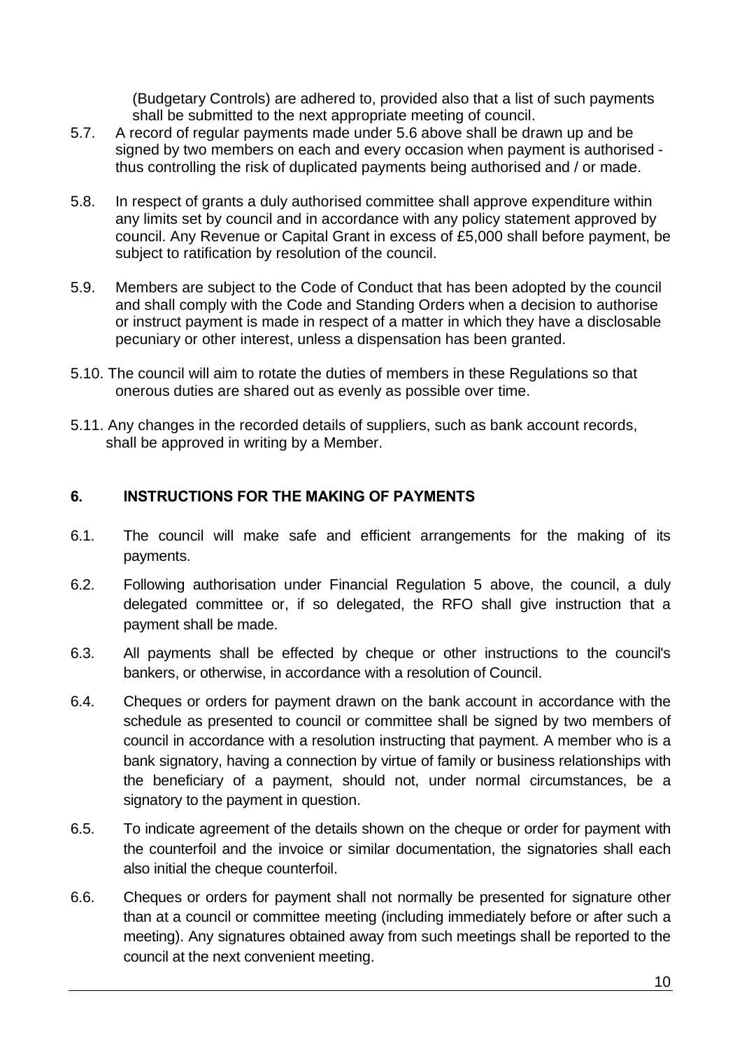(Budgetary Controls) are adhered to, provided also that a list of such payments shall be submitted to the next appropriate meeting of council.

5.7. A record of regular payments made under 5.6 above shall be drawn up and be signed by two members on each and every occasion when payment is authorised - thus controlling the risk of duplicated payments being authorised and / or made.

5.8. In respect of grants a duly authorised committee shall approve expenditure within any limits set by council and in accordance with any policy statement approved by council. Any Revenue or Capital Grant in excess of £5,000 shall before payment, be subject to ratification by resolution of the council.

5.9. Members are subject to the Code of Conduct that has been adopted by the council and shall comply with the Code and Standing Orders when a decision to authorise or instruct payment is made in respect of a matter in which they have a disclosable pecuniary or other interest, unless a dispensation has been granted.

5.10. The council will aim to rotate the duties of members in these Regulations so that onerous duties are shared out as evenly as possible over time.

5.11. Any changes in the recorded details of suppliers, such as bank account records, shall be approved in writing by a Member.

## 6. INSTRUCTIONS FOR THE MAKING OF PAYMENTS

6.1. The council will make safe and efficient arrangements for the making of its payments.

6.2. Following authorisation under Financial Regulation 5 above, the council, a duly delegated committee or, if so delegated, the RFO shall give instruction that a payment shall be made.

6.3. All payments shall be effected by cheque or other instructions to the council's bankers, or otherwise, in accordance with a resolution of Council.

6.4. Cheques or orders for payment drawn on the bank account in accordance with the schedule as presented to council or committee shall be signed by two members of council in accordance with a resolution instructing that payment. A member who is a bank signatory, having a connection by virtue of family or business relationships with the beneficiary of a payment, should not, under normal circumstances, be a signatory to the payment in question.

6.5. To indicate agreement of the details shown on the cheque or order for payment with the counterfoil and the invoice or similar documentation, the signatories shall each also initial the cheque counterfoil.

6.6. Cheques or orders for payment shall not normally be presented for signature other than at a council or committee meeting (including immediately before or after such a meeting). Any signatures obtained away from such meetings shall be reported to the council at the next convenient meeting.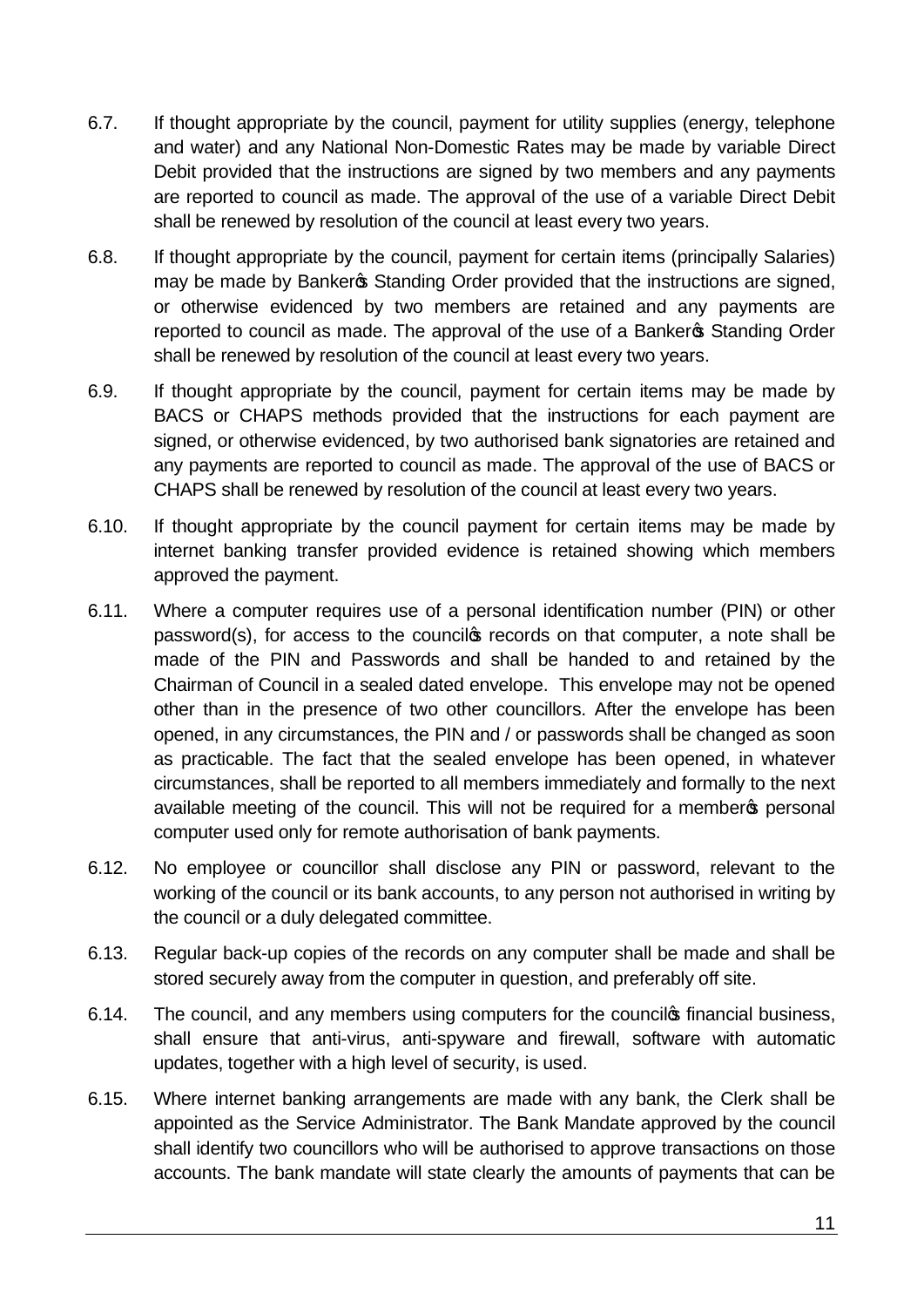6.7. If thought appropriate by the council, payment for utility supplies (energy, telephone and water) and any National Non-Domestic Rates may be made by variable Direct Debit provided that the instructions are signed by two members and any payments are reported to council as made. The approval of the use of a variable Direct Debit shall be renewed by resolution of the council at least every two years.

6.8. If thought appropriate by the council, payment for certain items (principally Salaries) may be made by Banker's Standing Order provided that the instructions are signed, or otherwise evidenced by two members are retained and any payments are reported to council as made. The approval of the use of a Banker's Standing Order shall be renewed by resolution of the council at least every two years.

6.9. If thought appropriate by the council, payment for certain items may be made by BACS or CHAPS methods provided that the instructions for each payment are signed, or otherwise evidenced, by two authorised bank signatories are retained and any payments are reported to council as made. The approval of the use of BACS or CHAPS shall be renewed by resolution of the council at least every two years.

6.10. If thought appropriate by the council payment for certain items may be made by internet banking transfer provided evidence is retained showing which members approved the payment.

6.11. Where a computer requires use of a personal identification number (PIN) or other password(s), for access to the council's records on that computer, a note shall be made of the PIN and Passwords and shall be handed to and retained by the Chairman of Council in a sealed dated envelope. This envelope may not be opened other than in the presence of two other councillors. After the envelope has been opened, in any circumstances, the PIN and / or passwords shall be changed as soon as practicable. The fact that the sealed envelope has been opened, in whatever circumstances, shall be reported to all members immediately and formally to the next available meeting of the council. This will not be required for a member's personal computer used only for remote authorisation of bank payments.

6.12. No employee or councillor shall disclose any PIN or password, relevant to the working of the council or its bank accounts, to any person not authorised in writing by the council or a duly delegated committee.

6.13. Regular back-up copies of the records on any computer shall be made and shall be stored securely away from the computer in question, and preferably off site.

6.14. The council, and any members using computers for the council's financial business, shall ensure that anti-virus, anti-spyware and firewall, software with automatic updates, together with a high level of security, is used.

6.15. Where internet banking arrangements are made with any bank, the Clerk shall be appointed as the Service Administrator. The Bank Mandate approved by the council shall identify two councillors who will be authorised to approve transactions on those accounts. The bank mandate will state clearly the amounts of payments that can be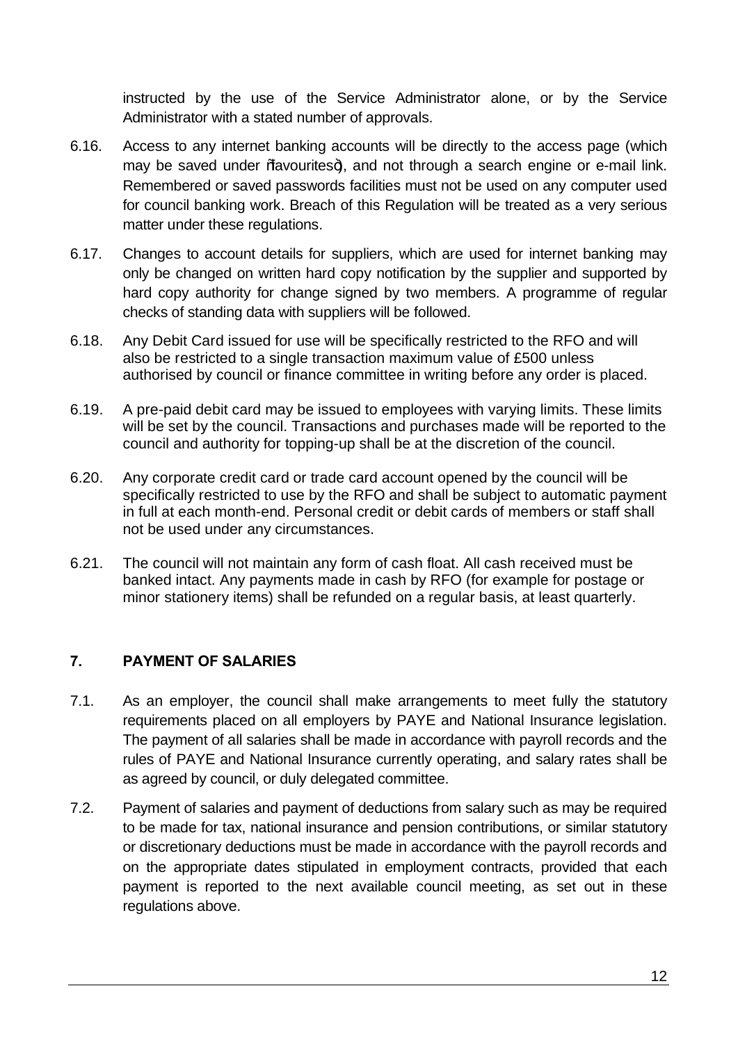instructed by the use of the Service Administrator alone, or by the Service Administrator with a stated number of approvals.

6.16. Access to any internet banking accounts will be directly to the access page (which may be saved under "favourites"), and not through a search engine or e-mail link. Remembered or saved passwords facilities must not be used on any computer used for council banking work. Breach of this Regulation will be treated as a very serious matter under these regulations.

6.17. Changes to account details for suppliers, which are used for internet banking may only be changed on written hard copy notification by the supplier and supported by hard copy authority for change signed by two members. A programme of regular checks of standing data with suppliers will be followed.

6.18. Any Debit Card issued for use will be specifically restricted to the RFO and will also be restricted to a single transaction maximum value of £500 unless authorised by council or finance committee in writing before any order is placed.

6.19. A pre-paid debit card may be issued to employees with varying limits. These limits will be set by the council. Transactions and purchases made will be reported to the council and authority for topping-up shall be at the discretion of the council.

6.20. Any corporate credit card or trade card account opened by the council will be specifically restricted to use by the RFO and shall be subject to automatic payment in full at each month-end. Personal credit or debit cards of members or staff shall not be used under any circumstances.

6.21. The council will not maintain any form of cash float. All cash received must be banked intact. Any payments made in cash by RFO (for example for postage or minor stationery items) shall be refunded on a regular basis, at least quarterly.

## 7. PAYMENT OF SALARIES

7.1. As an employer, the council shall make arrangements to meet fully the statutory requirements placed on all employers by PAYE and National Insurance legislation. The payment of all salaries shall be made in accordance with payroll records and the rules of PAYE and National Insurance currently operating, and salary rates shall be as agreed by council, or duly delegated committee.

7.2. Payment of salaries and payment of deductions from salary such as may be required to be made for tax, national insurance and pension contributions, or similar statutory or discretionary deductions must be made in accordance with the payroll records and on the appropriate dates stipulated in employment contracts, provided that each payment is reported to the next available council meeting, as set out in these regulations above.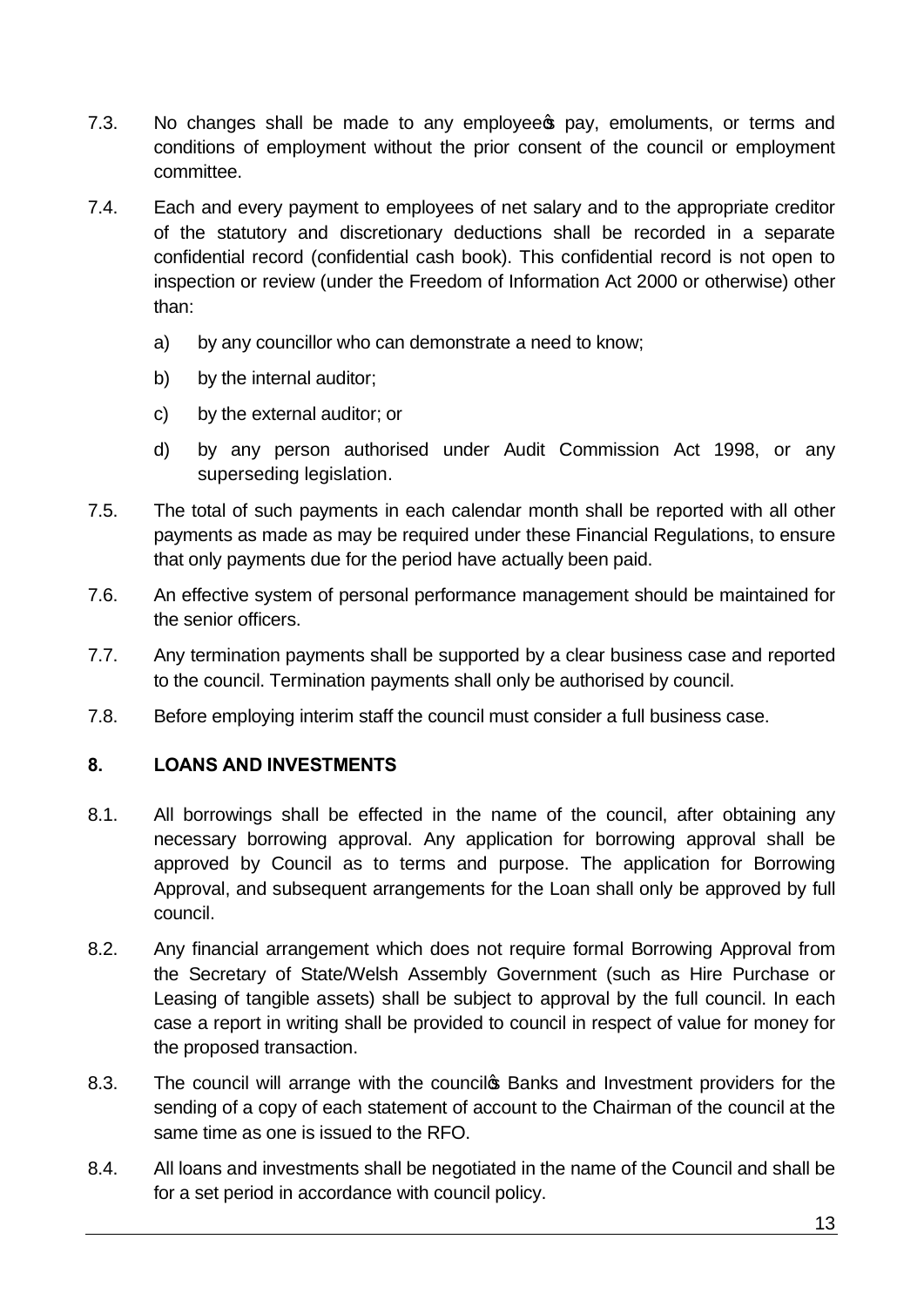7.3. No changes shall be made to any employee's pay, emoluments, or terms and conditions of employment without the prior consent of the council or employment committee.

7.4. Each and every payment to employees of net salary and to the appropriate creditor of the statutory and discretionary deductions shall be recorded in a separate confidential record (confidential cash book). This confidential record is not open to inspection or review (under the Freedom of Information Act 2000 or otherwise) other than:

a) by any councillor who can demonstrate a need to know;

b) by the internal auditor;

c) by the external auditor; or

d) by any person authorised under Audit Commission Act 1998, or any superseding legislation.

7.5. The total of such payments in each calendar month shall be reported with all other payments as made as may be required under these Financial Regulations, to ensure that only payments due for the period have actually been paid.

7.6. An effective system of personal performance management should be maintained for the senior officers.

7.7. Any termination payments shall be supported by a clear business case and reported to the council. Termination payments shall only be authorised by council.

7.8. Before employing interim staff the council must consider a full business case.

## 8. LOANS AND INVESTMENTS

8.1. All borrowings shall be effected in the name of the council, after obtaining any necessary borrowing approval. Any application for borrowing approval shall be approved by Council as to terms and purpose. The application for Borrowing Approval, and subsequent arrangements for the Loan shall only be approved by full council.

8.2. Any financial arrangement which does not require formal Borrowing Approval from the Secretary of State/Welsh Assembly Government (such as Hire Purchase or Leasing of tangible assets) shall be subject to approval by the full council. In each case a report in writing shall be provided to council in respect of value for money for the proposed transaction.

8.3. The council will arrange with the council's Banks and Investment providers for the sending of a copy of each statement of account to the Chairman of the council at the same time as one is issued to the RFO.

8.4. All loans and investments shall be negotiated in the name of the Council and shall be for a set period in accordance with council policy.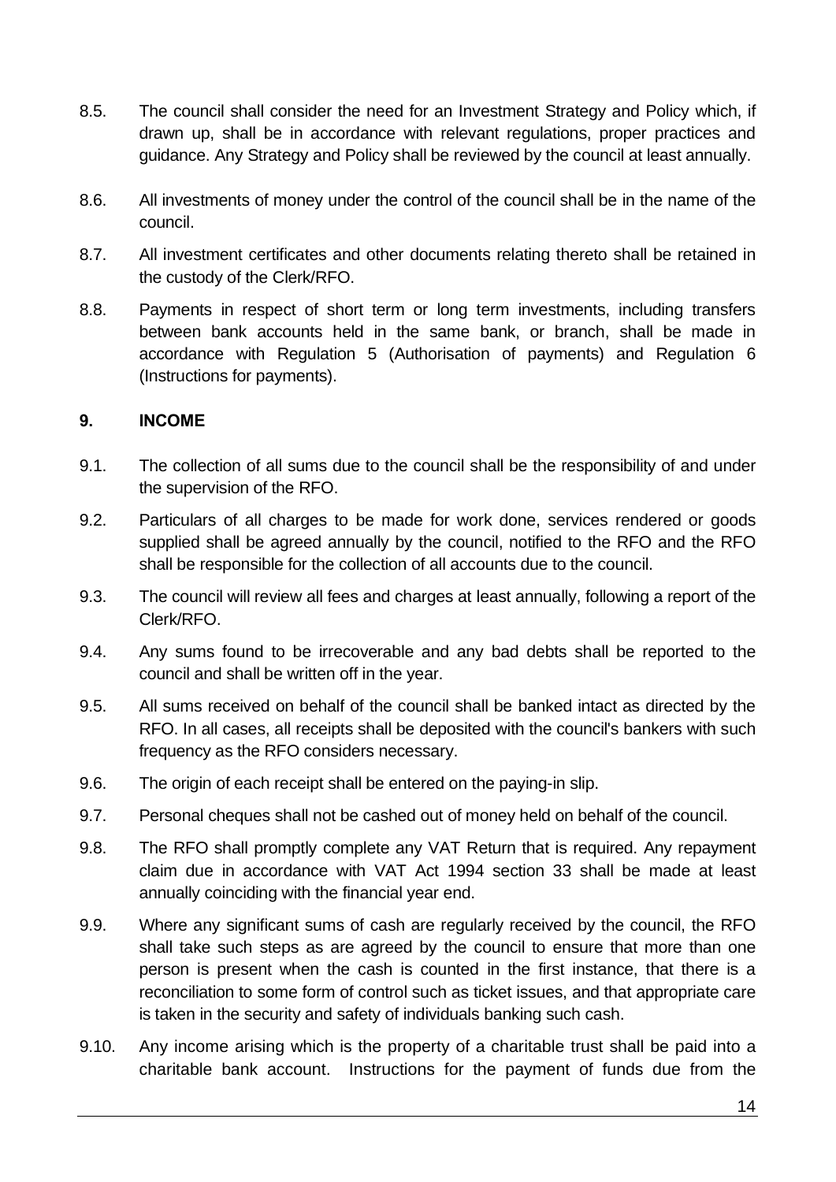8.5. The council shall consider the need for an Investment Strategy and Policy which, if drawn up, shall be in accordance with relevant regulations, proper practices and guidance. Any Strategy and Policy shall be reviewed by the council at least annually.

8.6. All investments of money under the control of the council shall be in the name of the council.

8.7. All investment certificates and other documents relating thereto shall be retained in the custody of the Clerk/RFO.

8.8. Payments in respect of short term or long term investments, including transfers between bank accounts held in the same bank, or branch, shall be made in accordance with Regulation 5 (Authorisation of payments) and Regulation 6 (Instructions for payments).

## 9. INCOME

9.1. The collection of all sums due to the council shall be the responsibility of and under the supervision of the RFO.

9.2. Particulars of all charges to be made for work done, services rendered or goods supplied shall be agreed annually by the council, notified to the RFO and the RFO shall be responsible for the collection of all accounts due to the council.

9.3. The council will review all fees and charges at least annually, following a report of the Clerk/RFO.

9.4. Any sums found to be irrecoverable and any bad debts shall be reported to the council and shall be written off in the year.

9.5. All sums received on behalf of the council shall be banked intact as directed by the RFO. In all cases, all receipts shall be deposited with the council's bankers with such frequency as the RFO considers necessary.

9.6. The origin of each receipt shall be entered on the paying-in slip.

9.7. Personal cheques shall not be cashed out of money held on behalf of the council.

9.8. The RFO shall promptly complete any VAT Return that is required. Any repayment claim due in accordance with VAT Act 1994 section 33 shall be made at least annually coinciding with the financial year end.

9.9. Where any significant sums of cash are regularly received by the council, the RFO shall take such steps as are agreed by the council to ensure that more than one person is present when the cash is counted in the first instance, that there is a reconciliation to some form of control such as ticket issues, and that appropriate care is taken in the security and safety of individuals banking such cash.

9.10. Any income arising which is the property of a charitable trust shall be paid into a charitable bank account. Instructions for the payment of funds due from the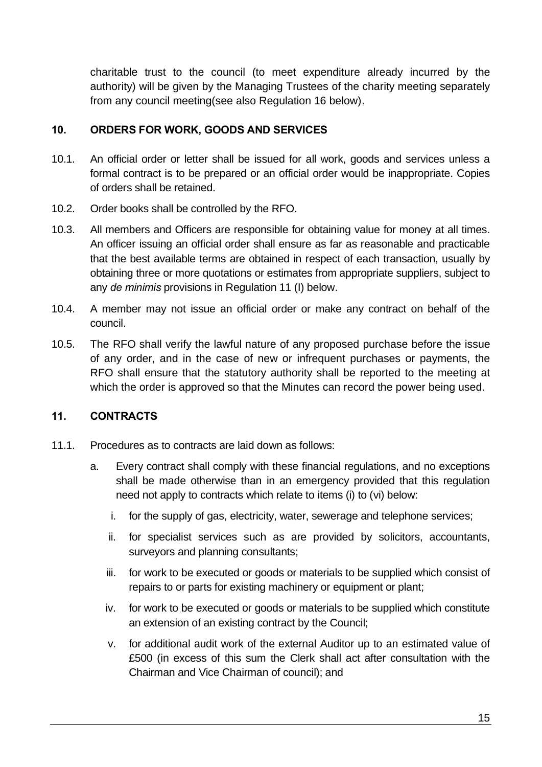charitable trust to the council (to meet expenditure already incurred by the authority) will be given by the Managing Trustees of the charity meeting separately from any council meeting(see also Regulation 16 below).

## 10. ORDERS FOR WORK, GOODS AND SERVICES

10.1. An official order or letter shall be issued for all work, goods and services unless a formal contract is to be prepared or an official order would be inappropriate. Copies of orders shall be retained.

10.2. Order books shall be controlled by the RFO.

10.3. All members and Officers are responsible for obtaining value for money at all times. An officer issuing an official order shall ensure as far as reasonable and practicable that the best available terms are obtained in respect of each transaction, usually by obtaining three or more quotations or estimates from appropriate suppliers, subject to any *de minimis* provisions in Regulation 11 (I) below.

10.4. A member may not issue an official order or make any contract on behalf of the council.

10.5. The RFO shall verify the lawful nature of any proposed purchase before the issue of any order, and in the case of new or infrequent purchases or payments, the RFO shall ensure that the statutory authority shall be reported to the meeting at which the order is approved so that the Minutes can record the power being used.

## 11. CONTRACTS

11.1. Procedures as to contracts are laid down as follows:

a. Every contract shall comply with these financial regulations, and no exceptions shall be made otherwise than in an emergency provided that this regulation need not apply to contracts which relate to items (i) to (vi) below:

   i. for the supply of gas, electricity, water, sewerage and telephone services;

   ii. for specialist services such as are provided by solicitors, accountants, surveyors and planning consultants;

   iii. for work to be executed or goods or materials to be supplied which consist of repairs to or parts for existing machinery or equipment or plant;

   iv. for work to be executed or goods or materials to be supplied which constitute an extension of an existing contract by the Council;

   v. for additional audit work of the external Auditor up to an estimated value of £500 (in excess of this sum the Clerk shall act after consultation with the Chairman and Vice Chairman of council); and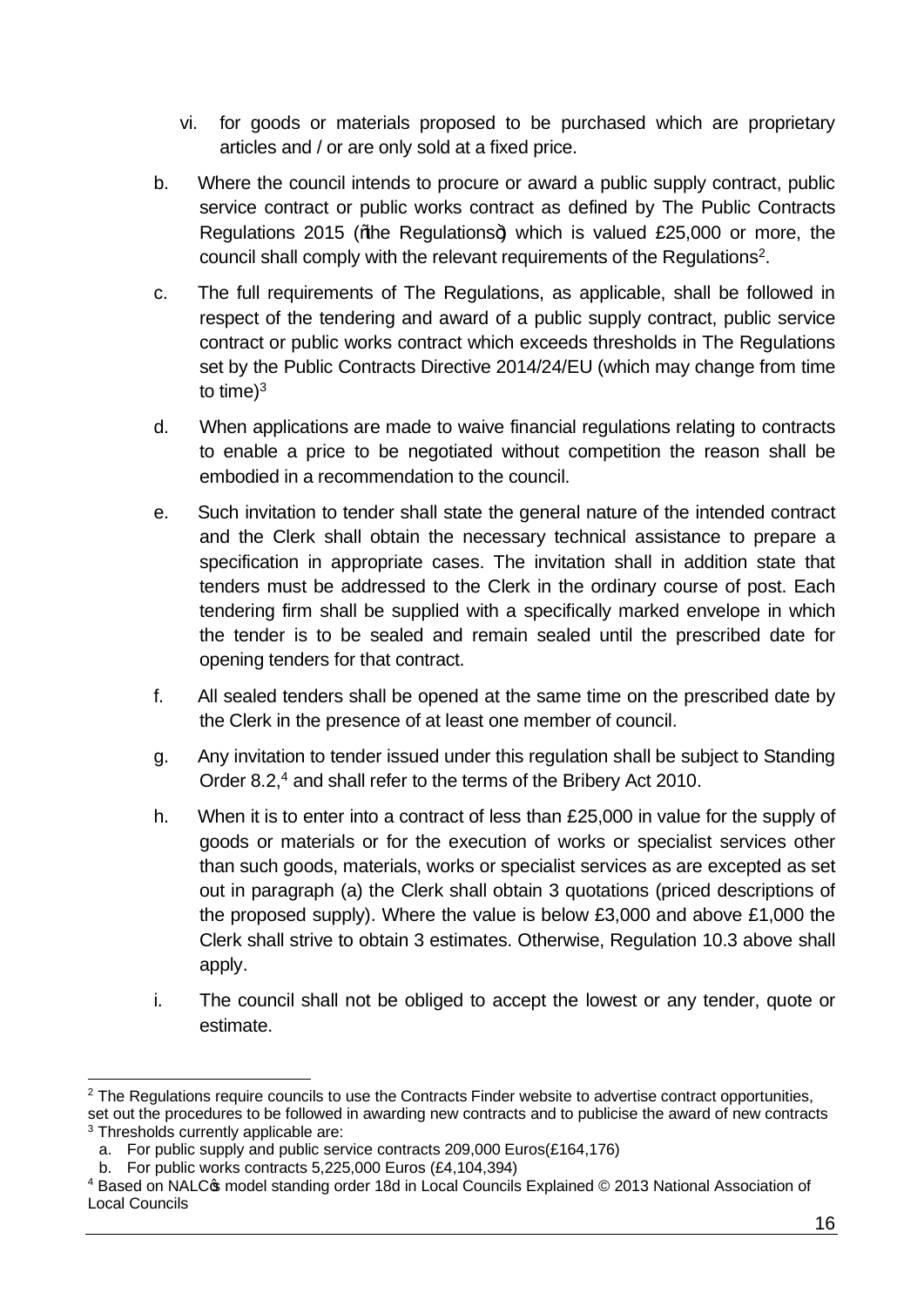vi. for goods or materials proposed to be purchased which are proprietary articles and / or are only sold at a fixed price.

b. Where the council intends to procure or award a public supply contract, public service contract or public works contract as defined by The Public Contracts Regulations 2015 ("the Regulations") which is valued £25,000 or more, the council shall comply with the relevant requirements of the Regulations[2].

c. The full requirements of The Regulations, as applicable, shall be followed in respect of the tendering and award of a public supply contract, public service contract or public works contract which exceeds thresholds in The Regulations set by the Public Contracts Directive 2014/24/EU (which may change from time to time)[3]

d. When applications are made to waive financial regulations relating to contracts to enable a price to be negotiated without competition the reason shall be embodied in a recommendation to the council.

e. Such invitation to tender shall state the general nature of the intended contract and the Clerk shall obtain the necessary technical assistance to prepare a specification in appropriate cases. The invitation shall in addition state that tenders must be addressed to the Clerk in the ordinary course of post. Each tendering firm shall be supplied with a specifically marked envelope in which the tender is to be sealed and remain sealed until the prescribed date for opening tenders for that contract.

f. All sealed tenders shall be opened at the same time on the prescribed date by the Clerk in the presence of at least one member of council.

g. Any invitation to tender issued under this regulation shall be subject to Standing Order 8.2,[4] and shall refer to the terms of the Bribery Act 2010.

h. When it is to enter into a contract of less than £25,000 in value for the supply of goods or materials or for the execution of works or specialist services other than such goods, materials, works or specialist services as are excepted as set out in paragraph (a) the Clerk shall obtain 3 quotations (priced descriptions of the proposed supply). Where the value is below £3,000 and above £1,000 the Clerk shall strive to obtain 3 estimates. Otherwise, Regulation 10.3 above shall apply.

i. The council shall not be obliged to accept the lowest or any tender, quote or estimate.

---

[2] The Regulations require councils to use the Contracts Finder website to advertise contract opportunities, set out the procedures to be followed in awarding new contracts and to publicise the award of new contracts

[3] Thresholds currently applicable are:

a. For public supply and public service contracts 209,000 Euros(£164,176)

b. For public works contracts 5,225,000 Euros (£4,104,394)

[4] Based on NALC's model standing order 18d in Local Councils Explained © 2013 National Association of Local Councils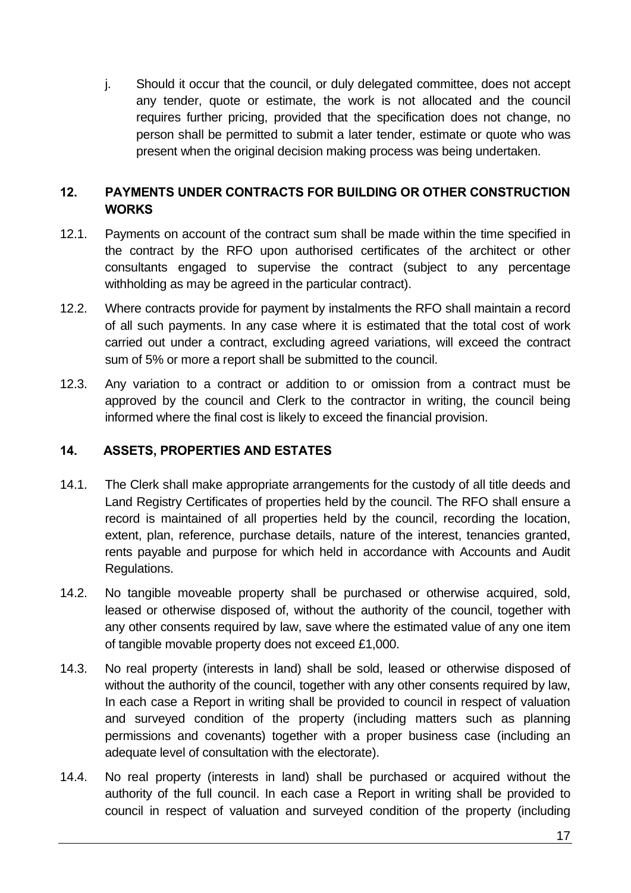j. Should it occur that the council, or duly delegated committee, does not accept any tender, quote or estimate, the work is not allocated and the council requires further pricing, provided that the specification does not change, no person shall be permitted to submit a later tender, estimate or quote who was present when the original decision making process was being undertaken.

## 12. PAYMENTS UNDER CONTRACTS FOR BUILDING OR OTHER CONSTRUCTION WORKS

12.1. Payments on account of the contract sum shall be made within the time specified in the contract by the RFO upon authorised certificates of the architect or other consultants engaged to supervise the contract (subject to any percentage withholding as may be agreed in the particular contract).

12.2. Where contracts provide for payment by instalments the RFO shall maintain a record of all such payments. In any case where it is estimated that the total cost of work carried out under a contract, excluding agreed variations, will exceed the contract sum of 5% or more a report shall be submitted to the council.

12.3. Any variation to a contract or addition to or omission from a contract must be approved by the council and Clerk to the contractor in writing, the council being informed where the final cost is likely to exceed the financial provision.

## 14. ASSETS, PROPERTIES AND ESTATES

14.1. The Clerk shall make appropriate arrangements for the custody of all title deeds and Land Registry Certificates of properties held by the council. The RFO shall ensure a record is maintained of all properties held by the council, recording the location, extent, plan, reference, purchase details, nature of the interest, tenancies granted, rents payable and purpose for which held in accordance with Accounts and Audit Regulations.

14.2. No tangible moveable property shall be purchased or otherwise acquired, sold, leased or otherwise disposed of, without the authority of the council, together with any other consents required by law, save where the estimated value of any one item of tangible movable property does not exceed £1,000.

14.3. No real property (interests in land) shall be sold, leased or otherwise disposed of without the authority of the council, together with any other consents required by law, In each case a Report in writing shall be provided to council in respect of valuation and surveyed condition of the property (including matters such as planning permissions and covenants) together with a proper business case (including an adequate level of consultation with the electorate).

14.4. No real property (interests in land) shall be purchased or acquired without the authority of the full council. In each case a Report in writing shall be provided to council in respect of valuation and surveyed condition of the property (including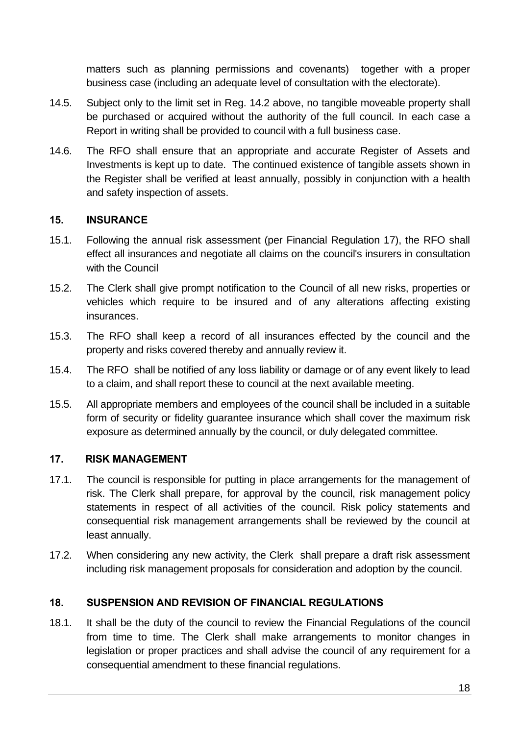matters such as planning permissions and covenants) together with a proper business case (including an adequate level of consultation with the electorate).

14.5. Subject only to the limit set in Reg. 14.2 above, no tangible moveable property shall be purchased or acquired without the authority of the full council. In each case a Report in writing shall be provided to council with a full business case.

14.6. The RFO shall ensure that an appropriate and accurate Register of Assets and Investments is kept up to date. The continued existence of tangible assets shown in the Register shall be verified at least annually, possibly in conjunction with a health and safety inspection of assets.

## 15. INSURANCE

15.1. Following the annual risk assessment (per Financial Regulation 17), the RFO shall effect all insurances and negotiate all claims on the council's insurers in consultation with the Council

15.2. The Clerk shall give prompt notification to the Council of all new risks, properties or vehicles which require to be insured and of any alterations affecting existing insurances.

15.3. The RFO shall keep a record of all insurances effected by the council and the property and risks covered thereby and annually review it.

15.4. The RFO shall be notified of any loss liability or damage or of any event likely to lead to a claim, and shall report these to council at the next available meeting.

15.5. All appropriate members and employees of the council shall be included in a suitable form of security or fidelity guarantee insurance which shall cover the maximum risk exposure as determined annually by the council, or duly delegated committee.

## 17. RISK MANAGEMENT

17.1. The council is responsible for putting in place arrangements for the management of risk. The Clerk shall prepare, for approval by the council, risk management policy statements in respect of all activities of the council. Risk policy statements and consequential risk management arrangements shall be reviewed by the council at least annually.

17.2. When considering any new activity, the Clerk shall prepare a draft risk assessment including risk management proposals for consideration and adoption by the council.

## 18. SUSPENSION AND REVISION OF FINANCIAL REGULATIONS

18.1. It shall be the duty of the council to review the Financial Regulations of the council from time to time. The Clerk shall make arrangements to monitor changes in legislation or proper practices and shall advise the council of any requirement for a consequential amendment to these financial regulations.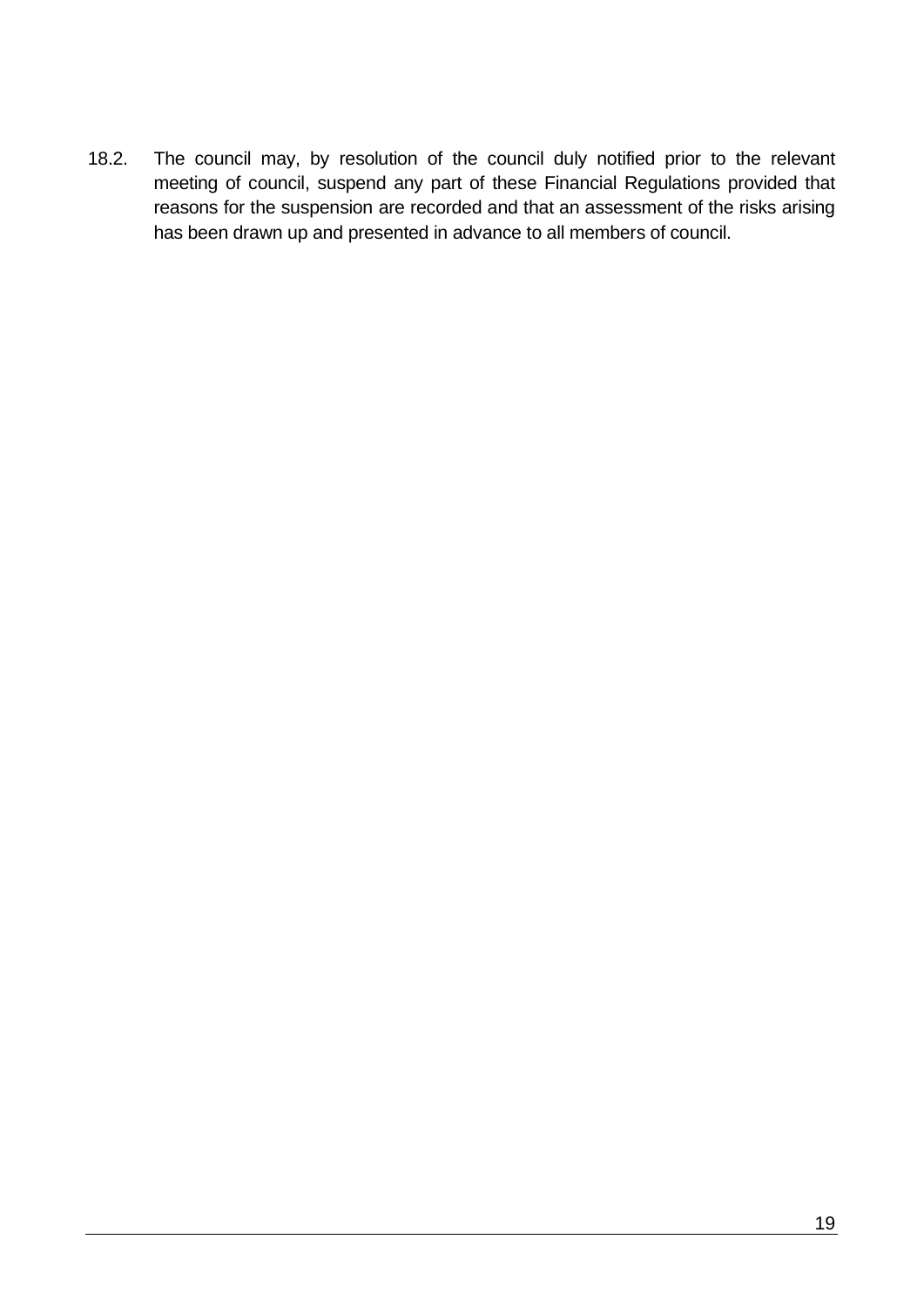18.2. The council may, by resolution of the council duly notified prior to the relevant meeting of council, suspend any part of these Financial Regulations provided that reasons for the suspension are recorded and that an assessment of the risks arising has been drawn up and presented in advance to all members of council.